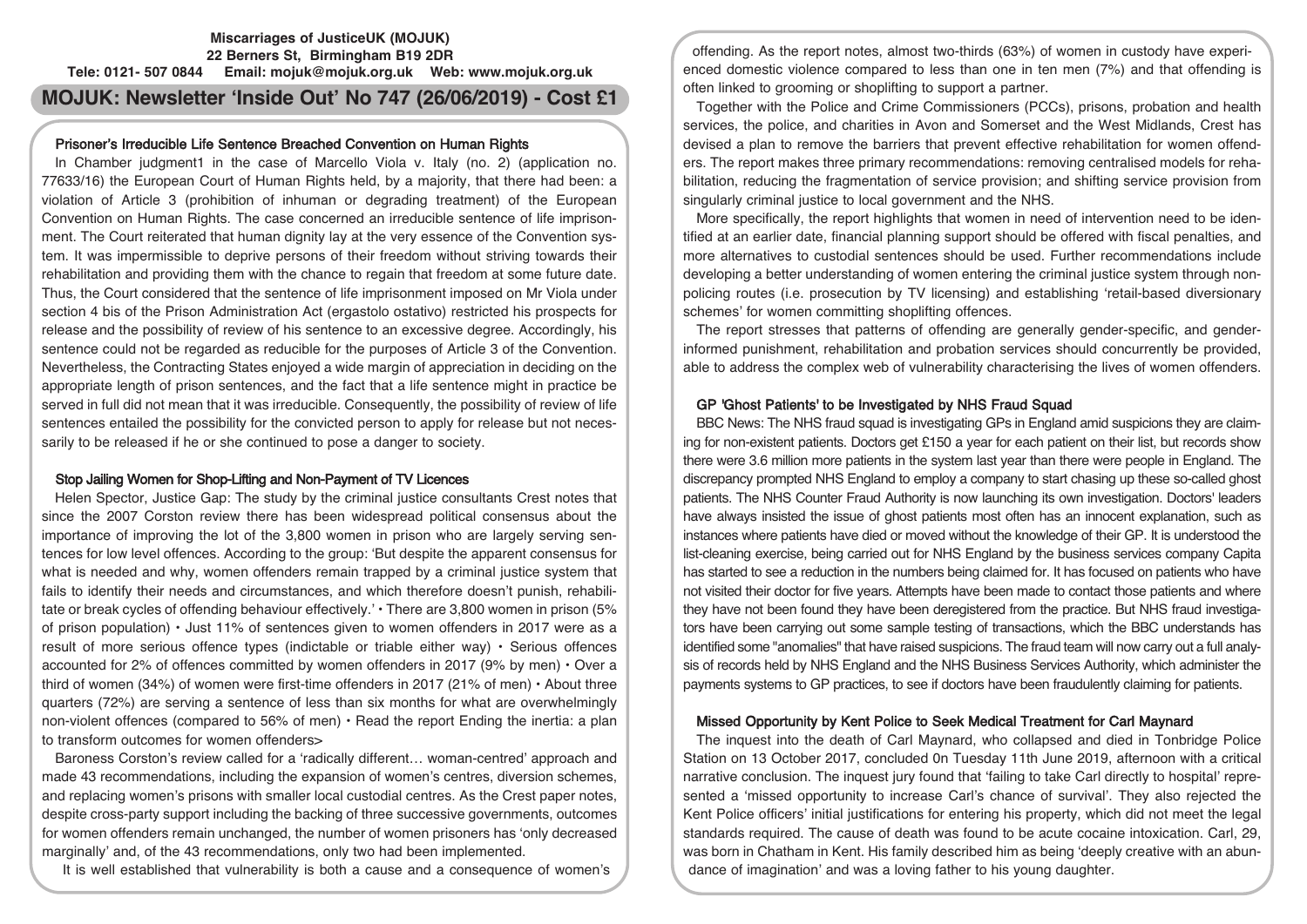**Miscarriages of JusticeUK (MOJUK)**
**22 Berners St, Birmingham B19 2DR**
**Tele: 0121- 507 0844 Email: mojuk@mojuk.org.uk Web: www.mojuk.org.uk**

# MOJUK: Newsletter 'Inside Out' No 747 (26/06/2019) - Cost £1

## Prisoner's Irreducible Life Sentence Breached Convention on Human Rights

In Chamber judgment1 in the case of Marcello Viola v. Italy (no. 2) (application no. 77633/16) the European Court of Human Rights held, by a majority, that there had been: a violation of Article 3 (prohibition of inhuman or degrading treatment) of the European Convention on Human Rights. The case concerned an irreducible sentence of life imprisonment. The Court reiterated that human dignity lay at the very essence of the Convention system. It was impermissible to deprive persons of their freedom without striving towards their rehabilitation and providing them with the chance to regain that freedom at some future date. Thus, the Court considered that the sentence of life imprisonment imposed on Mr Viola under section 4 bis of the Prison Administration Act (ergastolo ostativo) restricted his prospects for release and the possibility of review of his sentence to an excessive degree. Accordingly, his sentence could not be regarded as reducible for the purposes of Article 3 of the Convention. Nevertheless, the Contracting States enjoyed a wide margin of appreciation in deciding on the appropriate length of prison sentences, and the fact that a life sentence might in practice be served in full did not mean that it was irreducible. Consequently, the possibility of review of life sentences entailed the possibility for the convicted person to apply for release but not necessarily to be released if he or she continued to pose a danger to society.

## Stop Jailing Women for Shop-Lifting and Non-Payment of TV Licences

Helen Spector, Justice Gap: The study by the criminal justice consultants Crest notes that since the 2007 Corston review there has been widespread political consensus about the importance of improving the lot of the 3,800 women in prison who are largely serving sentences for low level offences. According to the group: 'But despite the apparent consensus for what is needed and why, women offenders remain trapped by a criminal justice system that fails to identify their needs and circumstances, and which therefore doesn't punish, rehabilitate or break cycles of offending behaviour effectively.' • There are 3,800 women in prison (5% of prison population) • Just 11% of sentences given to women offenders in 2017 were as a result of more serious offence types (indictable or triable either way) • Serious offences accounted for 2% of offences committed by women offenders in 2017 (9% by men) • Over a third of women (34%) of women were first-time offenders in 2017 (21% of men) • About three quarters (72%) are serving a sentence of less than six months for what are overwhelmingly non-violent offences (compared to 56% of men) • Read the report Ending the inertia: a plan to transform outcomes for women offenders>

Baroness Corston's review called for a 'radically different… woman-centred' approach and made 43 recommendations, including the expansion of women's centres, diversion schemes, and replacing women's prisons with smaller local custodial centres. As the Crest paper notes, despite cross-party support including the backing of three successive governments, outcomes for women offenders remain unchanged, the number of women prisoners has 'only decreased marginally' and, of the 43 recommendations, only two had been implemented.

It is well established that vulnerability is both a cause and a consequence of women's offending. As the report notes, almost two-thirds (63%) of women in custody have experienced domestic violence compared to less than one in ten men (7%) and that offending is often linked to grooming or shoplifting to support a partner.

Together with the Police and Crime Commissioners (PCCs), prisons, probation and health services, the police, and charities in Avon and Somerset and the West Midlands, Crest has devised a plan to remove the barriers that prevent effective rehabilitation for women offenders. The report makes three primary recommendations: removing centralised models for rehabilitation, reducing the fragmentation of service provision; and shifting service provision from singularly criminal justice to local government and the NHS.

More specifically, the report highlights that women in need of intervention need to be identified at an earlier date, financial planning support should be offered with fiscal penalties, and more alternatives to custodial sentences should be used. Further recommendations include developing a better understanding of women entering the criminal justice system through non-policing routes (i.e. prosecution by TV licensing) and establishing 'retail-based diversionary schemes' for women committing shoplifting offences.

The report stresses that patterns of offending are generally gender-specific, and gender-informed punishment, rehabilitation and probation services should concurrently be provided, able to address the complex web of vulnerability characterising the lives of women offenders.

## GP 'Ghost Patients' to be Investigated by NHS Fraud Squad

BBC News: The NHS fraud squad is investigating GPs in England amid suspicions they are claiming for non-existent patients. Doctors get £150 a year for each patient on their list, but records show there were 3.6 million more patients in the system last year than there were people in England. The discrepancy prompted NHS England to employ a company to start chasing up these so-called ghost patients. The NHS Counter Fraud Authority is now launching its own investigation. Doctors' leaders have always insisted the issue of ghost patients most often has an innocent explanation, such as instances where patients have died or moved without the knowledge of their GP. It is understood the list-cleaning exercise, being carried out for NHS England by the business services company Capita has started to see a reduction in the numbers being claimed for. It has focused on patients who have not visited their doctor for five years. Attempts have been made to contact those patients and where they have not been found they have been deregistered from the practice. But NHS fraud investigators have been carrying out some sample testing of transactions, which the BBC understands has identified some "anomalies" that have raised suspicions. The fraud team will now carry out a full analysis of records held by NHS England and the NHS Business Services Authority, which administer the payments systems to GP practices, to see if doctors have been fraudulently claiming for patients.

## Missed Opportunity by Kent Police to Seek Medical Treatment for Carl Maynard

The inquest into the death of Carl Maynard, who collapsed and died in Tonbridge Police Station on 13 October 2017, concluded 0n Tuesday 11th June 2019, afternoon with a critical narrative conclusion. The inquest jury found that 'failing to take Carl directly to hospital' represented a 'missed opportunity to increase Carl's chance of survival'. They also rejected the Kent Police officers' initial justifications for entering his property, which did not meet the legal standards required. The cause of death was found to be acute cocaine intoxication. Carl, 29, was born in Chatham in Kent. His family described him as being 'deeply creative with an abundance of imagination' and was a loving father to his young daughter.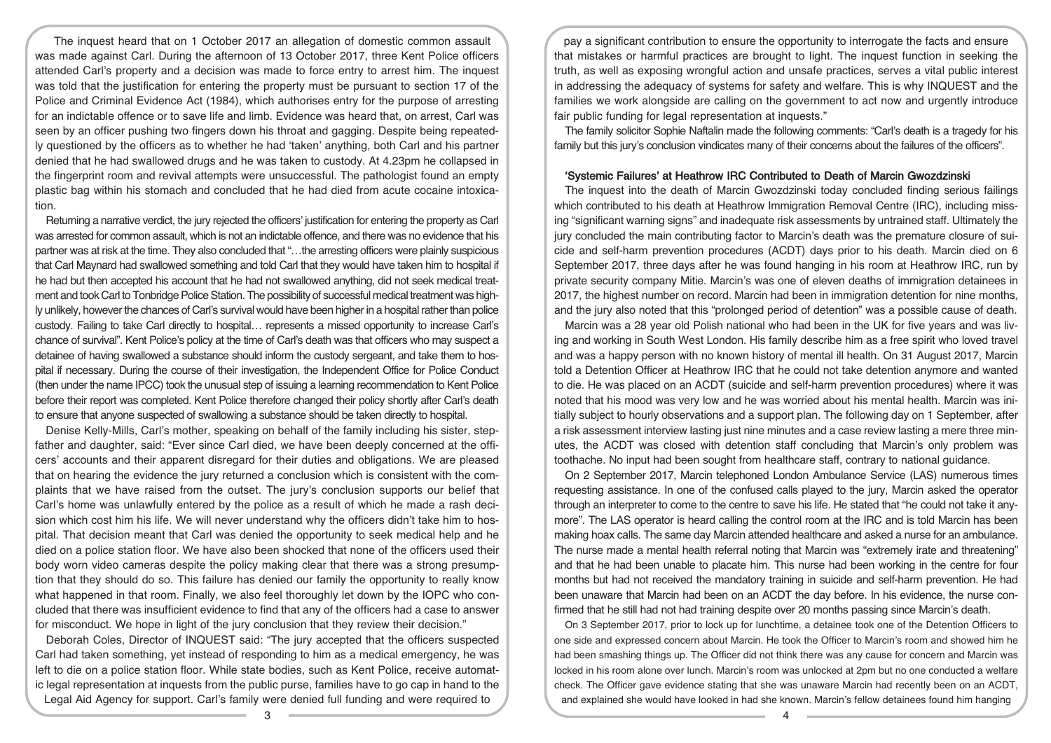The inquest heard that on 1 October 2017 an allegation of domestic common assault was made against Carl. During the afternoon of 13 October 2017, three Kent Police officers attended Carl's property and a decision was made to force entry to arrest him. The inquest was told that the justification for entering the property must be pursuant to section 17 of the Police and Criminal Evidence Act (1984), which authorises entry for the purpose of arresting for an indictable offence or to save life and limb. Evidence was heard that, on arrest, Carl was seen by an officer pushing two fingers down his throat and gagging. Despite being repeatedly questioned by the officers as to whether he had 'taken' anything, both Carl and his partner denied that he had swallowed drugs and he was taken to custody. At 4.23pm he collapsed in the fingerprint room and revival attempts were unsuccessful. The pathologist found an empty plastic bag within his stomach and concluded that he had died from acute cocaine intoxication.

Returning a narrative verdict, the jury rejected the officers' justification for entering the property as Carl was arrested for common assault, which is not an indictable offence, and there was no evidence that his partner was at risk at the time. They also concluded that "…the arresting officers were plainly suspicious that Carl Maynard had swallowed something and told Carl that they would have taken him to hospital if he had but then accepted his account that he had not swallowed anything, did not seek medical treatment and took Carl to Tonbridge Police Station. The possibility of successful medical treatment was highly unlikely, however the chances of Carl's survival would have been higher in a hospital rather than police custody. Failing to take Carl directly to hospital… represents a missed opportunity to increase Carl's chance of survival". Kent Police's policy at the time of Carl's death was that officers who may suspect a detainee of having swallowed a substance should inform the custody sergeant, and take them to hospital if necessary. During the course of their investigation, the Independent Office for Police Conduct (then under the name IPCC) took the unusual step of issuing a learning recommendation to Kent Police before their report was completed. Kent Police therefore changed their policy shortly after Carl's death to ensure that anyone suspected of swallowing a substance should be taken directly to hospital.

Denise Kelly-Mills, Carl's mother, speaking on behalf of the family including his sister, stepfather and daughter, said: "Ever since Carl died, we have been deeply concerned at the officers' accounts and their apparent disregard for their duties and obligations. We are pleased that on hearing the evidence the jury returned a conclusion which is consistent with the complaints that we have raised from the outset. The jury's conclusion supports our belief that Carl's home was unlawfully entered by the police as a result of which he made a rash decision which cost him his life. We will never understand why the officers didn't take him to hospital. That decision meant that Carl was denied the opportunity to seek medical help and he died on a police station floor. We have also been shocked that none of the officers used their body worn video cameras despite the policy making clear that there was a strong presumption that they should do so. This failure has denied our family the opportunity to really know what happened in that room. Finally, we also feel thoroughly let down by the IOPC who concluded that there was insufficient evidence to find that any of the officers had a case to answer for misconduct. We hope in light of the jury conclusion that they review their decision."

Deborah Coles, Director of INQUEST said: "The jury accepted that the officers suspected Carl had taken something, yet instead of responding to him as a medical emergency, he was left to die on a police station floor. While state bodies, such as Kent Police, receive automatic legal representation at inquests from the public purse, families have to go cap in hand to the Legal Aid Agency for support. Carl's family were denied full funding and were required to pay a significant contribution to ensure the opportunity to interrogate the facts and ensure that mistakes or harmful practices are brought to light. The inquest function in seeking the truth, as well as exposing wrongful action and unsafe practices, serves a vital public interest in addressing the adequacy of systems for safety and welfare. This is why INQUEST and the families we work alongside are calling on the government to act now and urgently introduce fair public funding for legal representation at inquests."

The family solicitor Sophie Naftalin made the following comments: "Carl's death is a tragedy for his family but this jury's conclusion vindicates many of their concerns about the failures of the officers".

## 'Systemic Failures' at Heathrow IRC Contributed to Death of Marcin Gwozdzinski

The inquest into the death of Marcin Gwozdzinski today concluded finding serious failings which contributed to his death at Heathrow Immigration Removal Centre (IRC), including missing "significant warning signs" and inadequate risk assessments by untrained staff. Ultimately the jury concluded the main contributing factor to Marcin's death was the premature closure of suicide and self-harm prevention procedures (ACDT) days prior to his death. Marcin died on 6 September 2017, three days after he was found hanging in his room at Heathrow IRC, run by private security company Mitie. Marcin's was one of eleven deaths of immigration detainees in 2017, the highest number on record. Marcin had been in immigration detention for nine months, and the jury also noted that this "prolonged period of detention" was a possible cause of death.

Marcin was a 28 year old Polish national who had been in the UK for five years and was living and working in South West London. His family describe him as a free spirit who loved travel and was a happy person with no known history of mental ill health. On 31 August 2017, Marcin told a Detention Officer at Heathrow IRC that he could not take detention anymore and wanted to die. He was placed on an ACDT (suicide and self-harm prevention procedures) where it was noted that his mood was very low and he was worried about his mental health. Marcin was initially subject to hourly observations and a support plan. The following day on 1 September, after a risk assessment interview lasting just nine minutes and a case review lasting a mere three minutes, the ACDT was closed with detention staff concluding that Marcin's only problem was toothache. No input had been sought from healthcare staff, contrary to national guidance.

On 2 September 2017, Marcin telephoned London Ambulance Service (LAS) numerous times requesting assistance. In one of the confused calls played to the jury, Marcin asked the operator through an interpreter to come to the centre to save his life. He stated that "he could not take it anymore". The LAS operator is heard calling the control room at the IRC and is told Marcin has been making hoax calls. The same day Marcin attended healthcare and asked a nurse for an ambulance. The nurse made a mental health referral noting that Marcin was "extremely irate and threatening" and that he had been unable to placate him. This nurse had been working in the centre for four months but had not received the mandatory training in suicide and self-harm prevention. He had been unaware that Marcin had been on an ACDT the day before. In his evidence, the nurse confirmed that he still had not had training despite over 20 months passing since Marcin's death.

On 3 September 2017, prior to lock up for lunchtime, a detainee took one of the Detention Officers to one side and expressed concern about Marcin. He took the Officer to Marcin's room and showed him he had been smashing things up. The Officer did not think there was any cause for concern and Marcin was locked in his room alone over lunch. Marcin's room was unlocked at 2pm but no one conducted a welfare check. The Officer gave evidence stating that she was unaware Marcin had recently been on an ACDT, and explained she would have looked in had she known. Marcin's fellow detainees found him hanging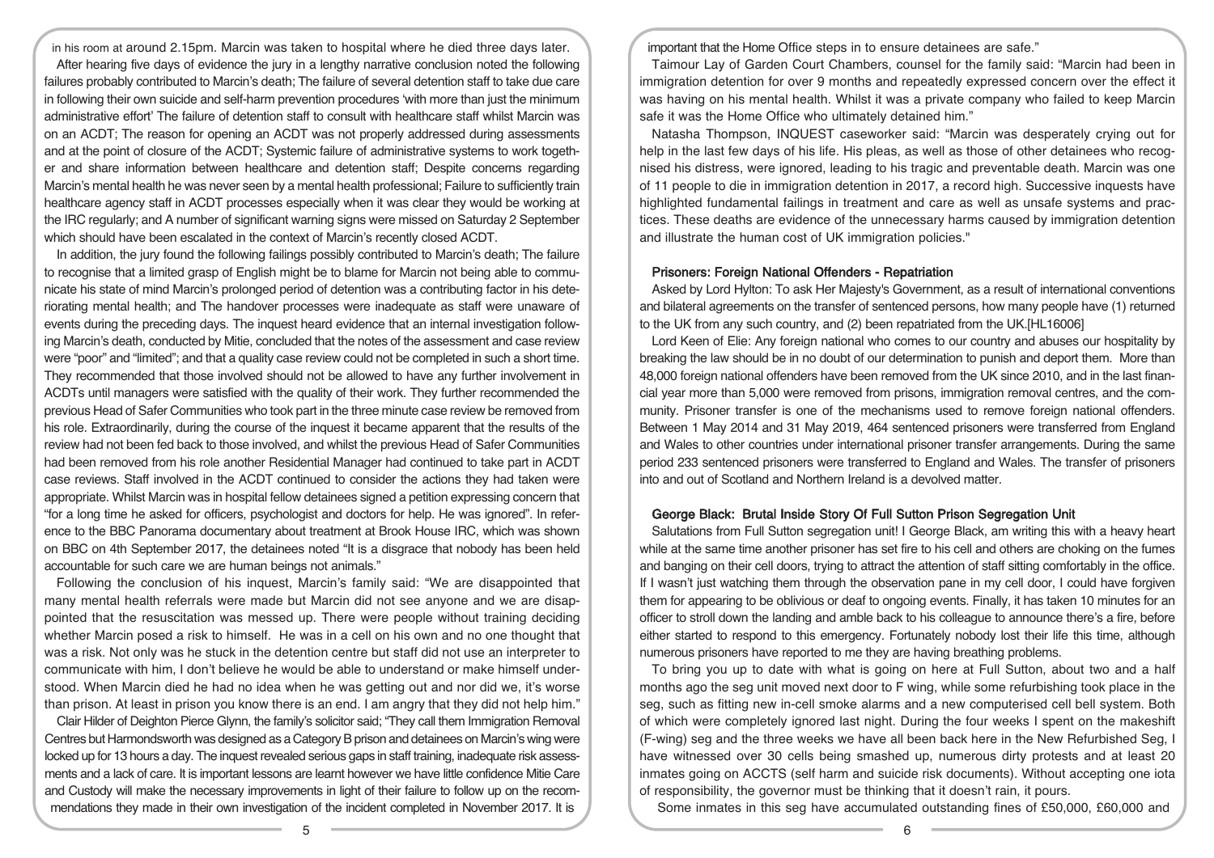in his room at around 2.15pm. Marcin was taken to hospital where he died three days later.

After hearing five days of evidence the jury in a lengthy narrative conclusion noted the following failures probably contributed to Marcin's death; The failure of several detention staff to take due care in following their own suicide and self-harm prevention procedures 'with more than just the minimum administrative effort' The failure of detention staff to consult with healthcare staff whilst Marcin was on an ACDT; The reason for opening an ACDT was not properly addressed during assessments and at the point of closure of the ACDT; Systemic failure of administrative systems to work together and share information between healthcare and detention staff; Despite concerns regarding Marcin's mental health he was never seen by a mental health professional; Failure to sufficiently train healthcare agency staff in ACDT processes especially when it was clear they would be working at the IRC regularly; and A number of significant warning signs were missed on Saturday 2 September which should have been escalated in the context of Marcin's recently closed ACDT.

In addition, the jury found the following failings possibly contributed to Marcin's death; The failure to recognise that a limited grasp of English might be to blame for Marcin not being able to communicate his state of mind Marcin's prolonged period of detention was a contributing factor in his deteriorating mental health; and The handover processes were inadequate as staff were unaware of events during the preceding days. The inquest heard evidence that an internal investigation following Marcin's death, conducted by Mitie, concluded that the notes of the assessment and case review were "poor" and "limited"; and that a quality case review could not be completed in such a short time. They recommended that those involved should not be allowed to have any further involvement in ACDTs until managers were satisfied with the quality of their work. They further recommended the previous Head of Safer Communities who took part in the three minute case review be removed from his role. Extraordinarily, during the course of the inquest it became apparent that the results of the review had not been fed back to those involved, and whilst the previous Head of Safer Communities had been removed from his role another Residential Manager had continued to take part in ACDT case reviews. Staff involved in the ACDT continued to consider the actions they had taken were appropriate. Whilst Marcin was in hospital fellow detainees signed a petition expressing concern that "for a long time he asked for officers, psychologist and doctors for help. He was ignored". In reference to the BBC Panorama documentary about treatment at Brook House IRC, which was shown on BBC on 4th September 2017, the detainees noted "It is a disgrace that nobody has been held accountable for such care we are human beings not animals."

Following the conclusion of his inquest, Marcin's family said: "We are disappointed that many mental health referrals were made but Marcin did not see anyone and we are disappointed that the resuscitation was messed up. There were people without training deciding whether Marcin posed a risk to himself. He was in a cell on his own and no one thought that was a risk. Not only was he stuck in the detention centre but staff did not use an interpreter to communicate with him, I don't believe he would be able to understand or make himself understood. When Marcin died he had no idea when he was getting out and nor did we, it's worse than prison. At least in prison you know there is an end. I am angry that they did not help him."

Clair Hilder of Deighton Pierce Glynn, the family's solicitor said; "They call them Immigration Removal Centres but Harmondsworth was designed as a Category B prison and detainees on Marcin's wing were locked up for 13 hours a day. The inquest revealed serious gaps in staff training, inadequate risk assessments and a lack of care. It is important lessons are learnt however we have little confidence Mitie Care and Custody will make the necessary improvements in light of their failure to follow up on the recommendations they made in their own investigation of the incident completed in November 2017. It is important that the Home Office steps in to ensure detainees are safe."

Taimour Lay of Garden Court Chambers, counsel for the family said: "Marcin had been in immigration detention for over 9 months and repeatedly expressed concern over the effect it was having on his mental health. Whilst it was a private company who failed to keep Marcin safe it was the Home Office who ultimately detained him."

Natasha Thompson, INQUEST caseworker said: "Marcin was desperately crying out for help in the last few days of his life. His pleas, as well as those of other detainees who recognised his distress, were ignored, leading to his tragic and preventable death. Marcin was one of 11 people to die in immigration detention in 2017, a record high. Successive inquests have highlighted fundamental failings in treatment and care as well as unsafe systems and practices. These deaths are evidence of the unnecessary harms caused by immigration detention and illustrate the human cost of UK immigration policies."

### Prisoners: Foreign National Offenders - Repatriation

Asked by Lord Hylton: To ask Her Majesty's Government, as a result of international conventions and bilateral agreements on the transfer of sentenced persons, how many people have (1) returned to the UK from any such country, and (2) been repatriated from the UK.[HL16006]

Lord Keen of Elie: Any foreign national who comes to our country and abuses our hospitality by breaking the law should be in no doubt of our determination to punish and deport them. More than 48,000 foreign national offenders have been removed from the UK since 2010, and in the last financial year more than 5,000 were removed from prisons, immigration removal centres, and the community. Prisoner transfer is one of the mechanisms used to remove foreign national offenders. Between 1 May 2014 and 31 May 2019, 464 sentenced prisoners were transferred from England and Wales to other countries under international prisoner transfer arrangements. During the same period 233 sentenced prisoners were transferred to England and Wales. The transfer of prisoners into and out of Scotland and Northern Ireland is a devolved matter.

### George Black: Brutal Inside Story Of Full Sutton Prison Segregation Unit

Salutations from Full Sutton segregation unit! I George Black, am writing this with a heavy heart while at the same time another prisoner has set fire to his cell and others are choking on the fumes and banging on their cell doors, trying to attract the attention of staff sitting comfortably in the office. If I wasn't just watching them through the observation pane in my cell door, I could have forgiven them for appearing to be oblivious or deaf to ongoing events. Finally, it has taken 10 minutes for an officer to stroll down the landing and amble back to his colleague to announce there's a fire, before either started to respond to this emergency. Fortunately nobody lost their life this time, although numerous prisoners have reported to me they are having breathing problems.

To bring you up to date with what is going on here at Full Sutton, about two and a half months ago the seg unit moved next door to F wing, while some refurbishing took place in the seg, such as fitting new in-cell smoke alarms and a new computerised cell bell system. Both of which were completely ignored last night. During the four weeks I spent on the makeshift (F-wing) seg and the three weeks we have all been back here in the New Refurbished Seg, I have witnessed over 30 cells being smashed up, numerous dirty protests and at least 20 inmates going on ACCTS (self harm and suicide risk documents). Without accepting one iota of responsibility, the governor must be thinking that it doesn't rain, it pours.

Some inmates in this seg have accumulated outstanding fines of £50,000, £60,000 and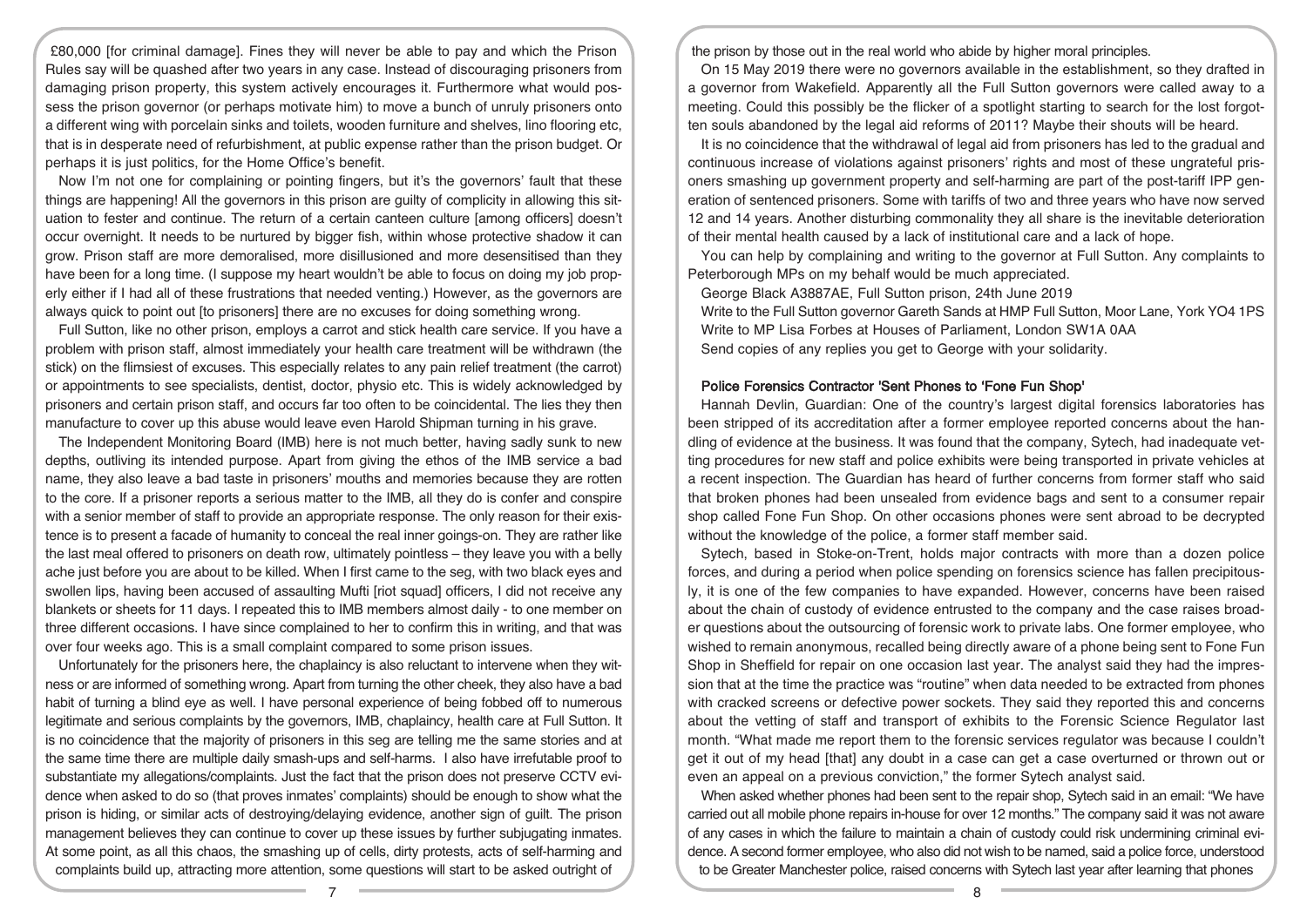£80,000 [for criminal damage]. Fines they will never be able to pay and which the Prison Rules say will be quashed after two years in any case. Instead of discouraging prisoners from damaging prison property, this system actively encourages it. Furthermore what would possess the prison governor (or perhaps motivate him) to move a bunch of unruly prisoners onto a different wing with porcelain sinks and toilets, wooden furniture and shelves, lino flooring etc, that is in desperate need of refurbishment, at public expense rather than the prison budget. Or perhaps it is just politics, for the Home Office's benefit.

Now I'm not one for complaining or pointing fingers, but it's the governors' fault that these things are happening! All the governors in this prison are guilty of complicity in allowing this situation to fester and continue. The return of a certain canteen culture [among officers] doesn't occur overnight. It needs to be nurtured by bigger fish, within whose protective shadow it can grow. Prison staff are more demoralised, more disillusioned and more desensitised than they have been for a long time. (I suppose my heart wouldn't be able to focus on doing my job properly either if I had all of these frustrations that needed venting.) However, as the governors are always quick to point out [to prisoners] there are no excuses for doing something wrong.

Full Sutton, like no other prison, employs a carrot and stick health care service. If you have a problem with prison staff, almost immediately your health care treatment will be withdrawn (the stick) on the flimsiest of excuses. This especially relates to any pain relief treatment (the carrot) or appointments to see specialists, dentist, doctor, physio etc. This is widely acknowledged by prisoners and certain prison staff, and occurs far too often to be coincidental. The lies they then manufacture to cover up this abuse would leave even Harold Shipman turning in his grave.

The Independent Monitoring Board (IMB) here is not much better, having sadly sunk to new depths, outliving its intended purpose. Apart from giving the ethos of the IMB service a bad name, they also leave a bad taste in prisoners' mouths and memories because they are rotten to the core. If a prisoner reports a serious matter to the IMB, all they do is confer and conspire with a senior member of staff to provide an appropriate response. The only reason for their existence is to present a facade of humanity to conceal the real inner goings-on. They are rather like the last meal offered to prisoners on death row, ultimately pointless – they leave you with a belly ache just before you are about to be killed. When I first came to the seg, with two black eyes and swollen lips, having been accused of assaulting Mufti [riot squad] officers, I did not receive any blankets or sheets for 11 days. I repeated this to IMB members almost daily - to one member on three different occasions. I have since complained to her to confirm this in writing, and that was over four weeks ago. This is a small complaint compared to some prison issues.

Unfortunately for the prisoners here, the chaplaincy is also reluctant to intervene when they witness or are informed of something wrong. Apart from turning the other cheek, they also have a bad habit of turning a blind eye as well. I have personal experience of being fobbed off to numerous legitimate and serious complaints by the governors, IMB, chaplaincy, health care at Full Sutton. It is no coincidence that the majority of prisoners in this seg are telling me the same stories and at the same time there are multiple daily smash-ups and self-harms. I also have irrefutable proof to substantiate my allegations/complaints. Just the fact that the prison does not preserve CCTV evidence when asked to do so (that proves inmates' complaints) should be enough to show what the prison is hiding, or similar acts of destroying/delaying evidence, another sign of guilt. The prison management believes they can continue to cover up these issues by further subjugating inmates. At some point, as all this chaos, the smashing up of cells, dirty protests, acts of self-harming and complaints build up, attracting more attention, some questions will start to be asked outright of the prison by those out in the real world who abide by higher moral principles.

On 15 May 2019 there were no governors available in the establishment, so they drafted in a governor from Wakefield. Apparently all the Full Sutton governors were called away to a meeting. Could this possibly be the flicker of a spotlight starting to search for the lost forgotten souls abandoned by the legal aid reforms of 2011? Maybe their shouts will be heard.

It is no coincidence that the withdrawal of legal aid from prisoners has led to the gradual and continuous increase of violations against prisoners' rights and most of these ungrateful prisoners smashing up government property and self-harming are part of the post-tariff IPP generation of sentenced prisoners. Some with tariffs of two and three years who have now served 12 and 14 years. Another disturbing commonality they all share is the inevitable deterioration of their mental health caused by a lack of institutional care and a lack of hope.

You can help by complaining and writing to the governor at Full Sutton. Any complaints to Peterborough MPs on my behalf would be much appreciated.

George Black A3887AE, Full Sutton prison, 24th June 2019

Write to the Full Sutton governor Gareth Sands at HMP Full Sutton, Moor Lane, York YO4 1PS

Write to MP Lisa Forbes at Houses of Parliament, London SW1A 0AA

Send copies of any replies you get to George with your solidarity.

### Police Forensics Contractor 'Sent Phones to 'Fone Fun Shop'

Hannah Devlin, Guardian: One of the country's largest digital forensics laboratories has been stripped of its accreditation after a former employee reported concerns about the handling of evidence at the business. It was found that the company, Sytech, had inadequate vetting procedures for new staff and police exhibits were being transported in private vehicles at a recent inspection. The Guardian has heard of further concerns from former staff who said that broken phones had been unsealed from evidence bags and sent to a consumer repair shop called Fone Fun Shop. On other occasions phones were sent abroad to be decrypted without the knowledge of the police, a former staff member said.

Sytech, based in Stoke-on-Trent, holds major contracts with more than a dozen police forces, and during a period when police spending on forensics science has fallen precipitously, it is one of the few companies to have expanded. However, concerns have been raised about the chain of custody of evidence entrusted to the company and the case raises broader questions about the outsourcing of forensic work to private labs. One former employee, who wished to remain anonymous, recalled being directly aware of a phone being sent to Fone Fun Shop in Sheffield for repair on one occasion last year. The analyst said they had the impression that at the time the practice was "routine" when data needed to be extracted from phones with cracked screens or defective power sockets. They said they reported this and concerns about the vetting of staff and transport of exhibits to the Forensic Science Regulator last month. "What made me report them to the forensic services regulator was because I couldn't get it out of my head [that] any doubt in a case can get a case overturned or thrown out or even an appeal on a previous conviction," the former Sytech analyst said.

When asked whether phones had been sent to the repair shop, Sytech said in an email: "We have carried out all mobile phone repairs in-house for over 12 months." The company said it was not aware of any cases in which the failure to maintain a chain of custody could risk undermining criminal evidence. A second former employee, who also did not wish to be named, said a police force, understood to be Greater Manchester police, raised concerns with Sytech last year after learning that phones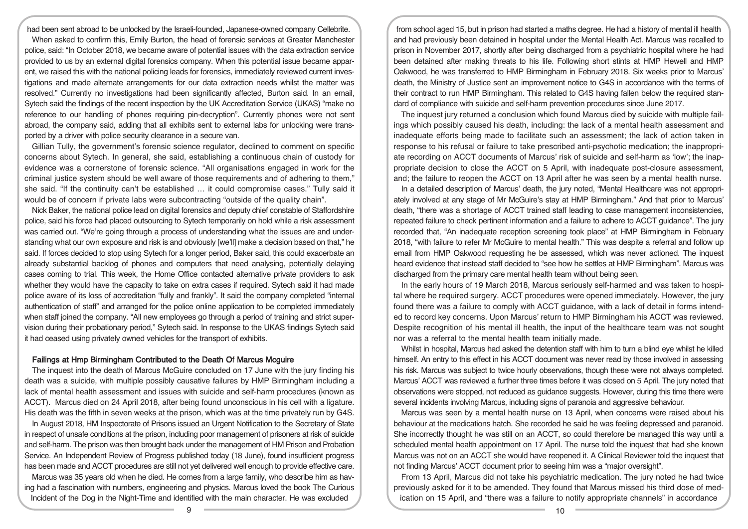had been sent abroad to be unlocked by the Israeli-founded, Japanese-owned company Cellebrite.

When asked to confirm this, Emily Burton, the head of forensic services at Greater Manchester police, said: "In October 2018, we became aware of potential issues with the data extraction service provided to us by an external digital forensics company. When this potential issue became apparent, we raised this with the national policing leads for forensics, immediately reviewed current investigations and made alternate arrangements for our data extraction needs whilst the matter was resolved." Currently no investigations had been significantly affected, Burton said. In an email, Sytech said the findings of the recent inspection by the UK Accreditation Service (UKAS) "make no reference to our handling of phones requiring pin-decryption". Currently phones were not sent abroad, the company said, adding that all exhibits sent to external labs for unlocking were transported by a driver with police security clearance in a secure van.

Gillian Tully, the government's forensic science regulator, declined to comment on specific concerns about Sytech. In general, she said, establishing a continuous chain of custody for evidence was a cornerstone of forensic science. "All organisations engaged in work for the criminal justice system should be well aware of those requirements and of adhering to them," she said. "If the continuity can't be established … it could compromise cases." Tully said it would be of concern if private labs were subcontracting "outside of the quality chain".

Nick Baker, the national police lead on digital forensics and deputy chief constable of Staffordshire police, said his force had placed outsourcing to Sytech temporarily on hold while a risk assessment was carried out. "We're going through a process of understanding what the issues are and understanding what our own exposure and risk is and obviously [we'll] make a decision based on that," he said. If forces decided to stop using Sytech for a longer period, Baker said, this could exacerbate an already substantial backlog of phones and computers that need analysing, potentially delaying cases coming to trial. This week, the Home Office contacted alternative private providers to ask whether they would have the capacity to take on extra cases if required. Sytech said it had made police aware of its loss of accreditation "fully and frankly". It said the company completed "internal authentication of staff" and arranged for the police online application to be completed immediately when staff joined the company. "All new employees go through a period of training and strict supervision during their probationary period," Sytech said. In response to the UKAS findings Sytech said it had ceased using privately owned vehicles for the transport of exhibits.

## Failings at Hmp Birmingham Contributed to the Death Of Marcus Mcguire

The inquest into the death of Marcus McGuire concluded on 17 June with the jury finding his death was a suicide, with multiple possibly causative failures by HMP Birmingham including a lack of mental health assessment and issues with suicide and self-harm procedures (known as ACCT). Marcus died on 24 April 2018, after being found unconscious in his cell with a ligature. His death was the fifth in seven weeks at the prison, which was at the time privately run by G4S.

In August 2018, HM Inspectorate of Prisons issued an Urgent Notification to the Secretary of State in respect of unsafe conditions at the prison, including poor management of prisoners at risk of suicide and self-harm. The prison was then brought back under the management of HM Prison and Probation Service. An Independent Review of Progress published today (18 June), found insufficient progress has been made and ACCT procedures are still not yet delivered well enough to provide effective care.

Marcus was 35 years old when he died. He comes from a large family, who describe him as having had a fascination with numbers, engineering and physics. Marcus loved the book The Curious Incident of the Dog in the Night-Time and identified with the main character. He was excluded from school aged 15, but in prison had started a maths degree. He had a history of mental ill health and had previously been detained in hospital under the Mental Health Act. Marcus was recalled to prison in November 2017, shortly after being discharged from a psychiatric hospital where he had been detained after making threats to his life. Following short stints at HMP Hewell and HMP Oakwood, he was transferred to HMP Birmingham in February 2018. Six weeks prior to Marcus' death, the Ministry of Justice sent an improvement notice to G4S in accordance with the terms of their contract to run HMP Birmingham. This related to G4S having fallen below the required standard of compliance with suicide and self-harm prevention procedures since June 2017.

The inquest jury returned a conclusion which found Marcus died by suicide with multiple failings which possibly caused his death, including: the lack of a mental health assessment and inadequate efforts being made to facilitate such an assessment; the lack of action taken in response to his refusal or failure to take prescribed anti-psychotic medication; the inappropriate recording on ACCT documents of Marcus' risk of suicide and self-harm as 'low'; the inappropriate decision to close the ACCT on 5 April, with inadequate post-closure assessment, and; the failure to reopen the ACCT on 13 April after he was seen by a mental health nurse.

In a detailed description of Marcus' death, the jury noted, "Mental Healthcare was not appropriately involved at any stage of Mr McGuire's stay at HMP Birmingham." And that prior to Marcus' death, "there was a shortage of ACCT trained staff leading to case management inconsistencies, repeated failure to check pertinent information and a failure to adhere to ACCT guidance". The jury recorded that, "An inadequate reception screening took place" at HMP Birmingham in February 2018, "with failure to refer Mr McGuire to mental health." This was despite a referral and follow up email from HMP Oakwood requesting he be assessed, which was never actioned. The inquest heard evidence that instead staff decided to "see how he settles at HMP Birmingham". Marcus was discharged from the primary care mental health team without being seen.

In the early hours of 19 March 2018, Marcus seriously self-harmed and was taken to hospital where he required surgery. ACCT procedures were opened immediately. However, the jury found there was a failure to comply with ACCT guidance, with a lack of detail in forms intended to record key concerns. Upon Marcus' return to HMP Birmingham his ACCT was reviewed. Despite recognition of his mental ill health, the input of the healthcare team was not sought nor was a referral to the mental health team initially made.

Whilst in hospital, Marcus had asked the detention staff with him to turn a blind eye whilst he killed himself. An entry to this effect in his ACCT document was never read by those involved in assessing his risk. Marcus was subject to twice hourly observations, though these were not always completed. Marcus' ACCT was reviewed a further three times before it was closed on 5 April. The jury noted that observations were stopped, not reduced as guidance suggests. However, during this time there were several incidents involving Marcus, including signs of paranoia and aggressive behaviour.

Marcus was seen by a mental health nurse on 13 April, when concerns were raised about his behaviour at the medications hatch. She recorded he said he was feeling depressed and paranoid. She incorrectly thought he was still on an ACCT, so could therefore be managed this way until a scheduled mental health appointment on 17 April. The nurse told the inquest that had she known Marcus was not on an ACCT she would have reopened it. A Clinical Reviewer told the inquest that not finding Marcus' ACCT document prior to seeing him was a "major oversight".

From 13 April, Marcus did not take his psychiatric medication. The jury noted he had twice previously asked for it to be amended. They found that Marcus missed his third dose of medication on 15 April, and "there was a failure to notify appropriate channels" in accordance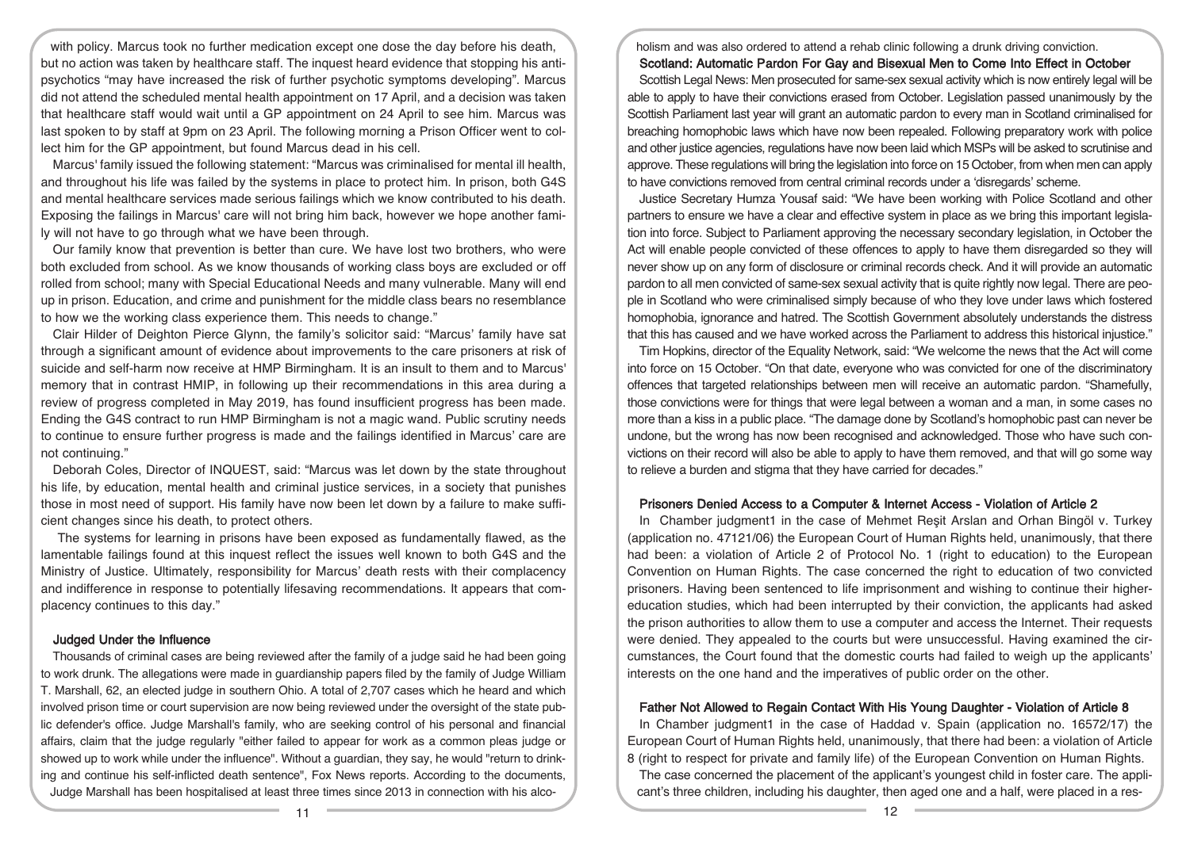with policy. Marcus took no further medication except one dose the day before his death, but no action was taken by healthcare staff. The inquest heard evidence that stopping his antipsychotics "may have increased the risk of further psychotic symptoms developing". Marcus did not attend the scheduled mental health appointment on 17 April, and a decision was taken that healthcare staff would wait until a GP appointment on 24 April to see him. Marcus was last spoken to by staff at 9pm on 23 April. The following morning a Prison Officer went to collect him for the GP appointment, but found Marcus dead in his cell.

Marcus' family issued the following statement: "Marcus was criminalised for mental ill health, and throughout his life was failed by the systems in place to protect him. In prison, both G4S and mental healthcare services made serious failings which we know contributed to his death. Exposing the failings in Marcus' care will not bring him back, however we hope another family will not have to go through what we have been through.

Our family know that prevention is better than cure. We have lost two brothers, who were both excluded from school. As we know thousands of working class boys are excluded or off rolled from school; many with Special Educational Needs and many vulnerable. Many will end up in prison. Education, and crime and punishment for the middle class bears no resemblance to how we the working class experience them. This needs to change."

Clair Hilder of Deighton Pierce Glynn, the family's solicitor said: "Marcus' family have sat through a significant amount of evidence about improvements to the care prisoners at risk of suicide and self-harm now receive at HMP Birmingham. It is an insult to them and to Marcus' memory that in contrast HMIP, in following up their recommendations in this area during a review of progress completed in May 2019, has found insufficient progress has been made. Ending the G4S contract to run HMP Birmingham is not a magic wand. Public scrutiny needs to continue to ensure further progress is made and the failings identified in Marcus' care are not continuing."

Deborah Coles, Director of INQUEST, said: "Marcus was let down by the state throughout his life, by education, mental health and criminal justice services, in a society that punishes those in most need of support. His family have now been let down by a failure to make sufficient changes since his death, to protect others.

The systems for learning in prisons have been exposed as fundamentally flawed, as the lamentable failings found at this inquest reflect the issues well known to both G4S and the Ministry of Justice. Ultimately, responsibility for Marcus' death rests with their complacency and indifference in response to potentially lifesaving recommendations. It appears that complacency continues to this day."

### Judged Under the Influence

Thousands of criminal cases are being reviewed after the family of a judge said he had been going to work drunk. The allegations were made in guardianship papers filed by the family of Judge William T. Marshall, 62, an elected judge in southern Ohio. A total of 2,707 cases which he heard and which involved prison time or court supervision are now being reviewed under the oversight of the state public defender's office. Judge Marshall's family, who are seeking control of his personal and financial affairs, claim that the judge regularly "either failed to appear for work as a common pleas judge or showed up to work while under the influence". Without a guardian, they say, he would "return to drinking and continue his self-inflicted death sentence", Fox News reports. According to the documents, Judge Marshall has been hospitalised at least three times since 2013 in connection with his alcoholism and was also ordered to attend a rehab clinic following a drunk driving conviction.

### Scotland: Automatic Pardon For Gay and Bisexual Men to Come Into Effect in October

Scottish Legal News: Men prosecuted for same-sex sexual activity which is now entirely legal will be able to apply to have their convictions erased from October. Legislation passed unanimously by the Scottish Parliament last year will grant an automatic pardon to every man in Scotland criminalised for breaching homophobic laws which have now been repealed. Following preparatory work with police and other justice agencies, regulations have now been laid which MSPs will be asked to scrutinise and approve. These regulations will bring the legislation into force on 15 October, from when men can apply to have convictions removed from central criminal records under a 'disregards' scheme.

Justice Secretary Humza Yousaf said: "We have been working with Police Scotland and other partners to ensure we have a clear and effective system in place as we bring this important legislation into force. Subject to Parliament approving the necessary secondary legislation, in October the Act will enable people convicted of these offences to apply to have them disregarded so they will never show up on any form of disclosure or criminal records check. And it will provide an automatic pardon to all men convicted of same-sex sexual activity that is quite rightly now legal. There are people in Scotland who were criminalised simply because of who they love under laws which fostered homophobia, ignorance and hatred. The Scottish Government absolutely understands the distress that this has caused and we have worked across the Parliament to address this historical injustice."

Tim Hopkins, director of the Equality Network, said: "We welcome the news that the Act will come into force on 15 October. "On that date, everyone who was convicted for one of the discriminatory offences that targeted relationships between men will receive an automatic pardon. "Shamefully, those convictions were for things that were legal between a woman and a man, in some cases no more than a kiss in a public place. "The damage done by Scotland's homophobic past can never be undone, but the wrong has now been recognised and acknowledged. Those who have such convictions on their record will also be able to apply to have them removed, and that will go some way to relieve a burden and stigma that they have carried for decades."

### Prisoners Denied Access to a Computer & Internet Access - Violation of Article 2

In Chamber judgment1 in the case of Mehmet Reşit Arslan and Orhan Bingöl v. Turkey (application no. 47121/06) the European Court of Human Rights held, unanimously, that there had been: a violation of Article 2 of Protocol No. 1 (right to education) to the European Convention on Human Rights. The case concerned the right to education of two convicted prisoners. Having been sentenced to life imprisonment and wishing to continue their higher-education studies, which had been interrupted by their conviction, the applicants had asked the prison authorities to allow them to use a computer and access the Internet. Their requests were denied. They appealed to the courts but were unsuccessful. Having examined the circumstances, the Court found that the domestic courts had failed to weigh up the applicants' interests on the one hand and the imperatives of public order on the other.

### Father Not Allowed to Regain Contact With His Young Daughter - Violation of Article 8

In Chamber judgment1 in the case of Haddad v. Spain (application no. 16572/17) the European Court of Human Rights held, unanimously, that there had been: a violation of Article 8 (right to respect for private and family life) of the European Convention on Human Rights.

The case concerned the placement of the applicant's youngest child in foster care. The applicant's three children, including his daughter, then aged one and a half, were placed in a res-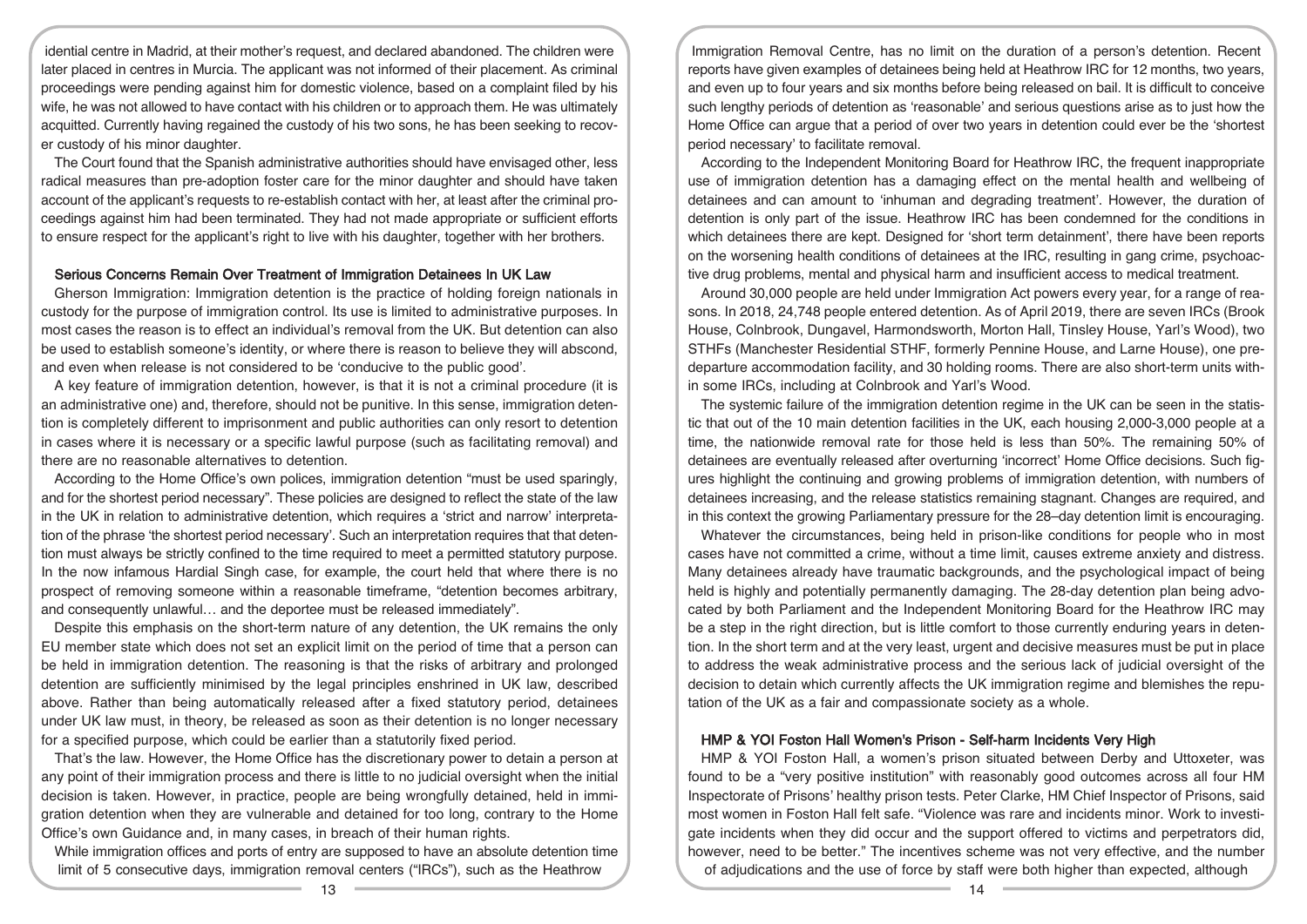idential centre in Madrid, at their mother's request, and declared abandoned. The children were later placed in centres in Murcia. The applicant was not informed of their placement. As criminal proceedings were pending against him for domestic violence, based on a complaint filed by his wife, he was not allowed to have contact with his children or to approach them. He was ultimately acquitted. Currently having regained the custody of his two sons, he has been seeking to recover custody of his minor daughter.

The Court found that the Spanish administrative authorities should have envisaged other, less radical measures than pre-adoption foster care for the minor daughter and should have taken account of the applicant's requests to re-establish contact with her, at least after the criminal proceedings against him had been terminated. They had not made appropriate or sufficient efforts to ensure respect for the applicant's right to live with his daughter, together with her brothers.

## Serious Concerns Remain Over Treatment of Immigration Detainees In UK Law

Gherson Immigration: Immigration detention is the practice of holding foreign nationals in custody for the purpose of immigration control. Its use is limited to administrative purposes. In most cases the reason is to effect an individual's removal from the UK. But detention can also be used to establish someone's identity, or where there is reason to believe they will abscond, and even when release is not considered to be 'conducive to the public good'.

A key feature of immigration detention, however, is that it is not a criminal procedure (it is an administrative one) and, therefore, should not be punitive. In this sense, immigration detention is completely different to imprisonment and public authorities can only resort to detention in cases where it is necessary or a specific lawful purpose (such as facilitating removal) and there are no reasonable alternatives to detention.

According to the Home Office's own polices, immigration detention "must be used sparingly, and for the shortest period necessary". These policies are designed to reflect the state of the law in the UK in relation to administrative detention, which requires a 'strict and narrow' interpretation of the phrase 'the shortest period necessary'. Such an interpretation requires that that detention must always be strictly confined to the time required to meet a permitted statutory purpose. In the now infamous Hardial Singh case, for example, the court held that where there is no prospect of removing someone within a reasonable timeframe, "detention becomes arbitrary, and consequently unlawful… and the deportee must be released immediately".

Despite this emphasis on the short-term nature of any detention, the UK remains the only EU member state which does not set an explicit limit on the period of time that a person can be held in immigration detention. The reasoning is that the risks of arbitrary and prolonged detention are sufficiently minimised by the legal principles enshrined in UK law, described above. Rather than being automatically released after a fixed statutory period, detainees under UK law must, in theory, be released as soon as their detention is no longer necessary for a specified purpose, which could be earlier than a statutorily fixed period.

That's the law. However, the Home Office has the discretionary power to detain a person at any point of their immigration process and there is little to no judicial oversight when the initial decision is taken. However, in practice, people are being wrongfully detained, held in immigration detention when they are vulnerable and detained for too long, contrary to the Home Office's own Guidance and, in many cases, in breach of their human rights.

While immigration offices and ports of entry are supposed to have an absolute detention time limit of 5 consecutive days, immigration removal centers ("IRCs"), such as the Heathrow Immigration Removal Centre, has no limit on the duration of a person's detention. Recent reports have given examples of detainees being held at Heathrow IRC for 12 months, two years, and even up to four years and six months before being released on bail. It is difficult to conceive such lengthy periods of detention as 'reasonable' and serious questions arise as to just how the Home Office can argue that a period of over two years in detention could ever be the 'shortest period necessary' to facilitate removal.

According to the Independent Monitoring Board for Heathrow IRC, the frequent inappropriate use of immigration detention has a damaging effect on the mental health and wellbeing of detainees and can amount to 'inhuman and degrading treatment'. However, the duration of detention is only part of the issue. Heathrow IRC has been condemned for the conditions in which detainees there are kept. Designed for 'short term detainment', there have been reports on the worsening health conditions of detainees at the IRC, resulting in gang crime, psychoactive drug problems, mental and physical harm and insufficient access to medical treatment.

Around 30,000 people are held under Immigration Act powers every year, for a range of reasons. In 2018, 24,748 people entered detention. As of April 2019, there are seven IRCs (Brook House, Colnbrook, Dungavel, Harmondsworth, Morton Hall, Tinsley House, Yarl's Wood), two STHFs (Manchester Residential STHF, formerly Pennine House, and Larne House), one predeparture accommodation facility, and 30 holding rooms. There are also short-term units within some IRCs, including at Colnbrook and Yarl's Wood.

The systemic failure of the immigration detention regime in the UK can be seen in the statistic that out of the 10 main detention facilities in the UK, each housing 2,000-3,000 people at a time, the nationwide removal rate for those held is less than 50%. The remaining 50% of detainees are eventually released after overturning 'incorrect' Home Office decisions. Such figures highlight the continuing and growing problems of immigration detention, with numbers of detainees increasing, and the release statistics remaining stagnant. Changes are required, and in this context the growing Parliamentary pressure for the 28–day detention limit is encouraging.

Whatever the circumstances, being held in prison-like conditions for people who in most cases have not committed a crime, without a time limit, causes extreme anxiety and distress. Many detainees already have traumatic backgrounds, and the psychological impact of being held is highly and potentially permanently damaging. The 28-day detention plan being advocated by both Parliament and the Independent Monitoring Board for the Heathrow IRC may be a step in the right direction, but is little comfort to those currently enduring years in detention. In the short term and at the very least, urgent and decisive measures must be put in place to address the weak administrative process and the serious lack of judicial oversight of the decision to detain which currently affects the UK immigration regime and blemishes the reputation of the UK as a fair and compassionate society as a whole.

## HMP & YOI Foston Hall Women's Prison - Self-harm Incidents Very High

HMP & YOI Foston Hall, a women's prison situated between Derby and Uttoxeter, was found to be a "very positive institution" with reasonably good outcomes across all four HM Inspectorate of Prisons' healthy prison tests. Peter Clarke, HM Chief Inspector of Prisons, said most women in Foston Hall felt safe. "Violence was rare and incidents minor. Work to investigate incidents when they did occur and the support offered to victims and perpetrators did, however, need to be better." The incentives scheme was not very effective, and the number of adjudications and the use of force by staff were both higher than expected, although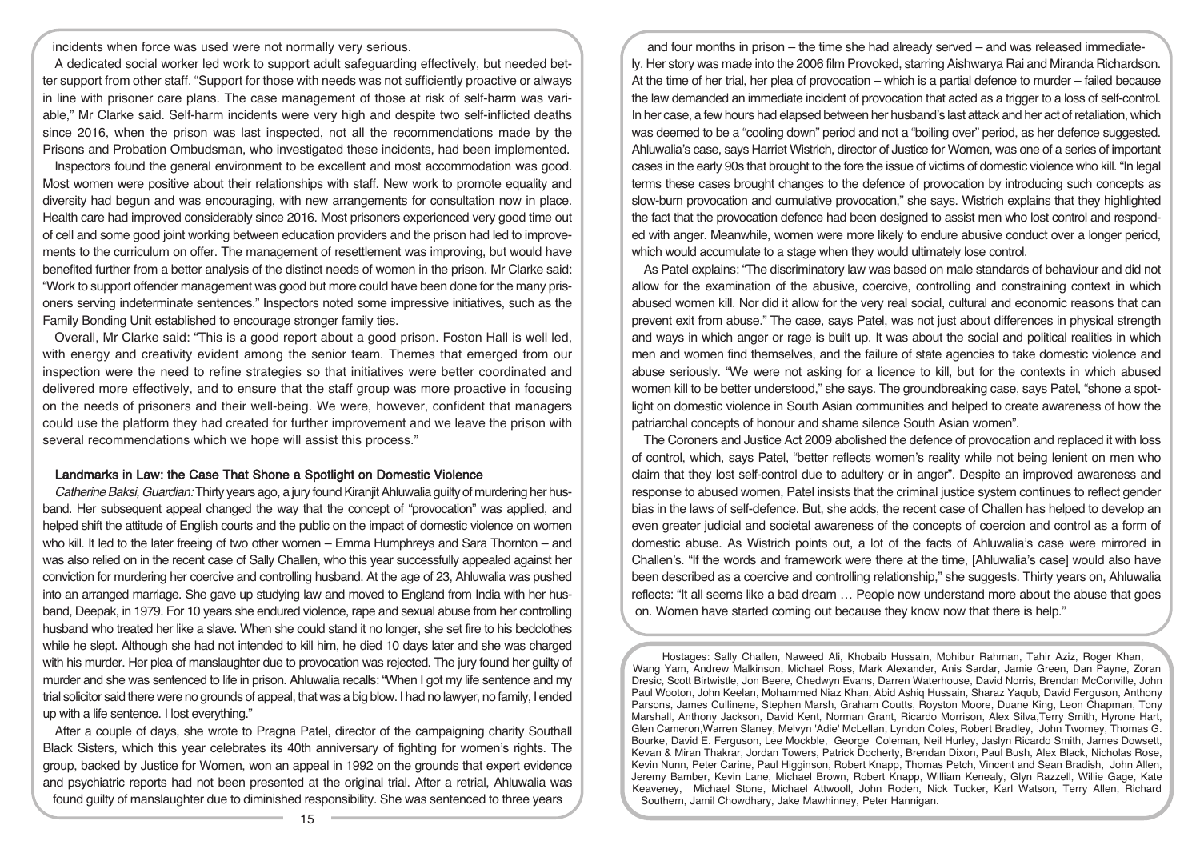incidents when force was used were not normally very serious.

A dedicated social worker led work to support adult safeguarding effectively, but needed better support from other staff. "Support for those with needs was not sufficiently proactive or always in line with prisoner care plans. The case management of those at risk of self-harm was variable," Mr Clarke said. Self-harm incidents were very high and despite two self-inflicted deaths since 2016, when the prison was last inspected, not all the recommendations made by the Prisons and Probation Ombudsman, who investigated these incidents, had been implemented.

Inspectors found the general environment to be excellent and most accommodation was good. Most women were positive about their relationships with staff. New work to promote equality and diversity had begun and was encouraging, with new arrangements for consultation now in place. Health care had improved considerably since 2016. Most prisoners experienced very good time out of cell and some good joint working between education providers and the prison had led to improvements to the curriculum on offer. The management of resettlement was improving, but would have benefited further from a better analysis of the distinct needs of women in the prison. Mr Clarke said: "Work to support offender management was good but more could have been done for the many prisoners serving indeterminate sentences." Inspectors noted some impressive initiatives, such as the Family Bonding Unit established to encourage stronger family ties.

Overall, Mr Clarke said: "This is a good report about a good prison. Foston Hall is well led, with energy and creativity evident among the senior team. Themes that emerged from our inspection were the need to refine strategies so that initiatives were better coordinated and delivered more effectively, and to ensure that the staff group was more proactive in focusing on the needs of prisoners and their well-being. We were, however, confident that managers could use the platform they had created for further improvement and we leave the prison with several recommendations which we hope will assist this process."

## Landmarks in Law: the Case That Shone a Spotlight on Domestic Violence

*Catherine Baksi, Guardian:* Thirty years ago, a jury found Kiranjit Ahluwalia guilty of murdering her husband. Her subsequent appeal changed the way that the concept of "provocation" was applied, and helped shift the attitude of English courts and the public on the impact of domestic violence on women who kill. It led to the later freeing of two other women – Emma Humphreys and Sara Thornton – and was also relied on in the recent case of Sally Challen, who this year successfully appealed against her conviction for murdering her coercive and controlling husband. At the age of 23, Ahluwalia was pushed into an arranged marriage. She gave up studying law and moved to England from India with her husband, Deepak, in 1979. For 10 years she endured violence, rape and sexual abuse from her controlling husband who treated her like a slave. When she could stand it no longer, she set fire to his bedclothes while he slept. Although she had not intended to kill him, he died 10 days later and she was charged with his murder. Her plea of manslaughter due to provocation was rejected. The jury found her guilty of murder and she was sentenced to life in prison. Ahluwalia recalls: "When I got my life sentence and my trial solicitor said there were no grounds of appeal, that was a big blow. I had no lawyer, no family, I ended up with a life sentence. I lost everything."

After a couple of days, she wrote to Pragna Patel, director of the campaigning charity Southall Black Sisters, which this year celebrates its 40th anniversary of fighting for women's rights. The group, backed by Justice for Women, won an appeal in 1992 on the grounds that expert evidence and psychiatric reports had not been presented at the original trial. After a retrial, Ahluwalia was found guilty of manslaughter due to diminished responsibility. She was sentenced to three years and four months in prison – the time she had already served – and was released immediately. Her story was made into the 2006 film Provoked, starring Aishwarya Rai and Miranda Richardson. At the time of her trial, her plea of provocation – which is a partial defence to murder – failed because the law demanded an immediate incident of provocation that acted as a trigger to a loss of self-control. In her case, a few hours had elapsed between her husband's last attack and her act of retaliation, which was deemed to be a "cooling down" period and not a "boiling over" period, as her defence suggested. Ahluwalia's case, says Harriet Wistrich, director of Justice for Women, was one of a series of important cases in the early 90s that brought to the fore the issue of victims of domestic violence who kill. "In legal terms these cases brought changes to the defence of provocation by introducing such concepts as slow-burn provocation and cumulative provocation," she says. Wistrich explains that they highlighted the fact that the provocation defence had been designed to assist men who lost control and responded with anger. Meanwhile, women were more likely to endure abusive conduct over a longer period, which would accumulate to a stage when they would ultimately lose control.

As Patel explains: "The discriminatory law was based on male standards of behaviour and did not allow for the examination of the abusive, coercive, controlling and constraining context in which abused women kill. Nor did it allow for the very real social, cultural and economic reasons that can prevent exit from abuse." The case, says Patel, was not just about differences in physical strength and ways in which anger or rage is built up. It was about the social and political realities in which men and women find themselves, and the failure of state agencies to take domestic violence and abuse seriously. "We were not asking for a licence to kill, but for the contexts in which abused women kill to be better understood," she says. The groundbreaking case, says Patel, "shone a spotlight on domestic violence in South Asian communities and helped to create awareness of how the patriarchal concepts of honour and shame silence South Asian women".

The Coroners and Justice Act 2009 abolished the defence of provocation and replaced it with loss of control, which, says Patel, "better reflects women's reality while not being lenient on men who claim that they lost self-control due to adultery or in anger". Despite an improved awareness and response to abused women, Patel insists that the criminal justice system continues to reflect gender bias in the laws of self-defence. But, she adds, the recent case of Challen has helped to develop an even greater judicial and societal awareness of the concepts of coercion and control as a form of domestic abuse. As Wistrich points out, a lot of the facts of Ahluwalia's case were mirrored in Challen's. "If the words and framework were there at the time, [Ahluwalia's case] would also have been described as a coercive and controlling relationship," she suggests. Thirty years on, Ahluwalia reflects: "It all seems like a bad dream … People now understand more about the abuse that goes on. Women have started coming out because they know now that there is help."

Hostages: Sally Challen, Naweed Ali, Khobaib Hussain, Mohibur Rahman, Tahir Aziz, Roger Khan, Wang Yam, Andrew Malkinson, Michael Ross, Mark Alexander, Anis Sardar, Jamie Green, Dan Payne, Zoran Dresic, Scott Birtwistle, Jon Beere, Chedwyn Evans, Darren Waterhouse, David Norris, Brendan McConville, John Paul Wooton, John Keelan, Mohammed Niaz Khan, Abid Ashiq Hussain, Sharaz Yaqub, David Ferguson, Anthony Parsons, James Cullinene, Stephen Marsh, Graham Coutts, Royston Moore, Duane King, Leon Chapman, Tony Marshall, Anthony Jackson, David Kent, Norman Grant, Ricardo Morrison, Alex Silva,Terry Smith, Hyrone Hart, Glen Cameron,Warren Slaney, Melvyn 'Adie' McLellan, Lyndon Coles, Robert Bradley, John Twomey, Thomas G. Bourke, David E. Ferguson, Lee Mockble, George Coleman, Neil Hurley, Jaslyn Ricardo Smith, James Dowsett, Kevan & Miran Thakrar, Jordan Towers, Patrick Docherty, Brendan Dixon, Paul Bush, Alex Black, Nicholas Rose, Kevin Nunn, Peter Carine, Paul Higginson, Robert Knapp, Thomas Petch, Vincent and Sean Bradish, John Allen, Jeremy Bamber, Kevin Lane, Michael Brown, Robert Knapp, William Kenealy, Glyn Razzell, Willie Gage, Kate Keaveney, Michael Stone, Michael Attwooll, John Roden, Nick Tucker, Karl Watson, Terry Allen, Richard Southern, Jamil Chowdhary, Jake Mawhinney, Peter Hannigan.